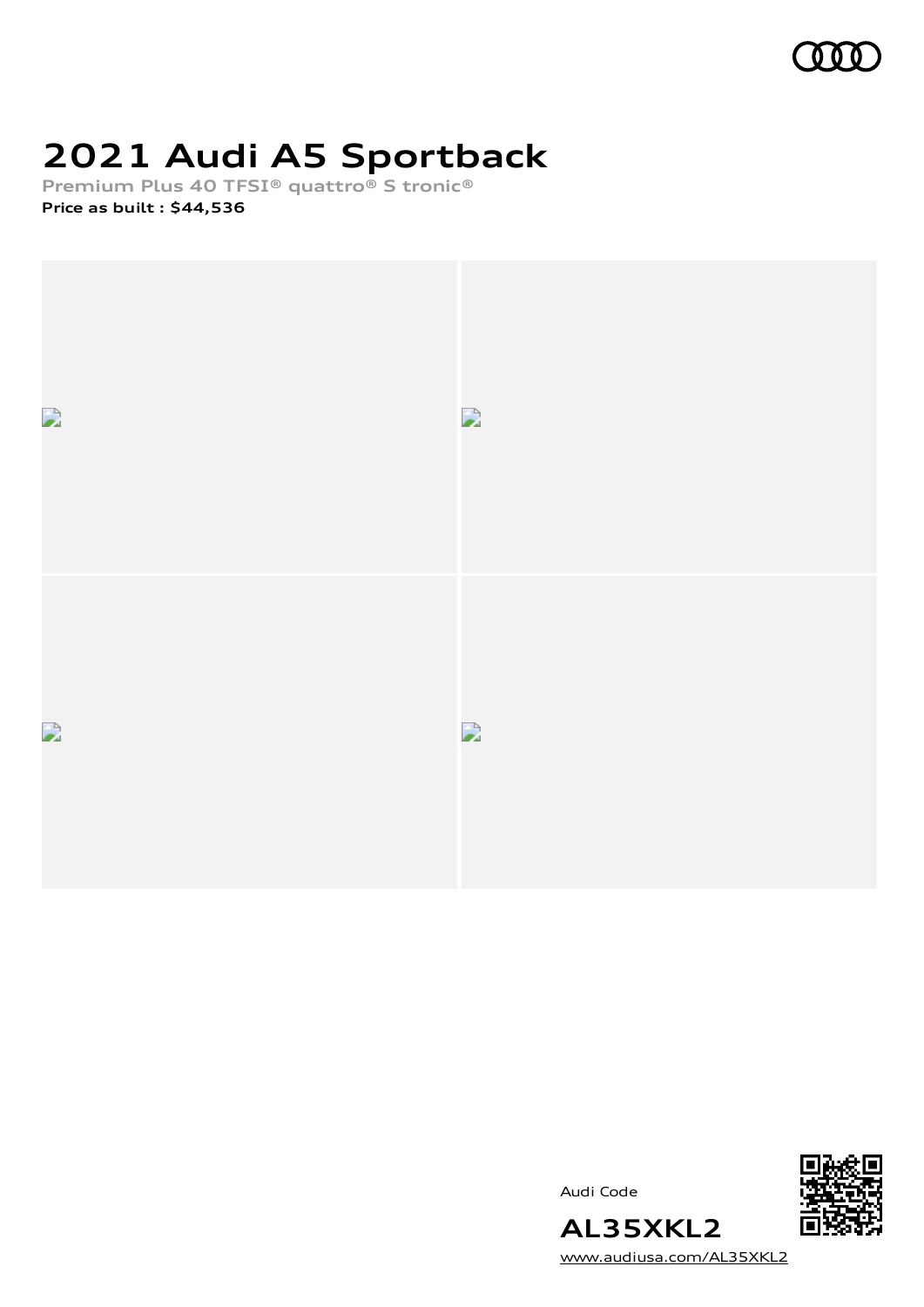# 2021 Audi A5 Sportback

Premium Plus 40 TFSI® quattro® S tronic®

**Price as built : $44,536**

Audi Code

**AL35XKL2**

www.audiusa.com/AL35XKL2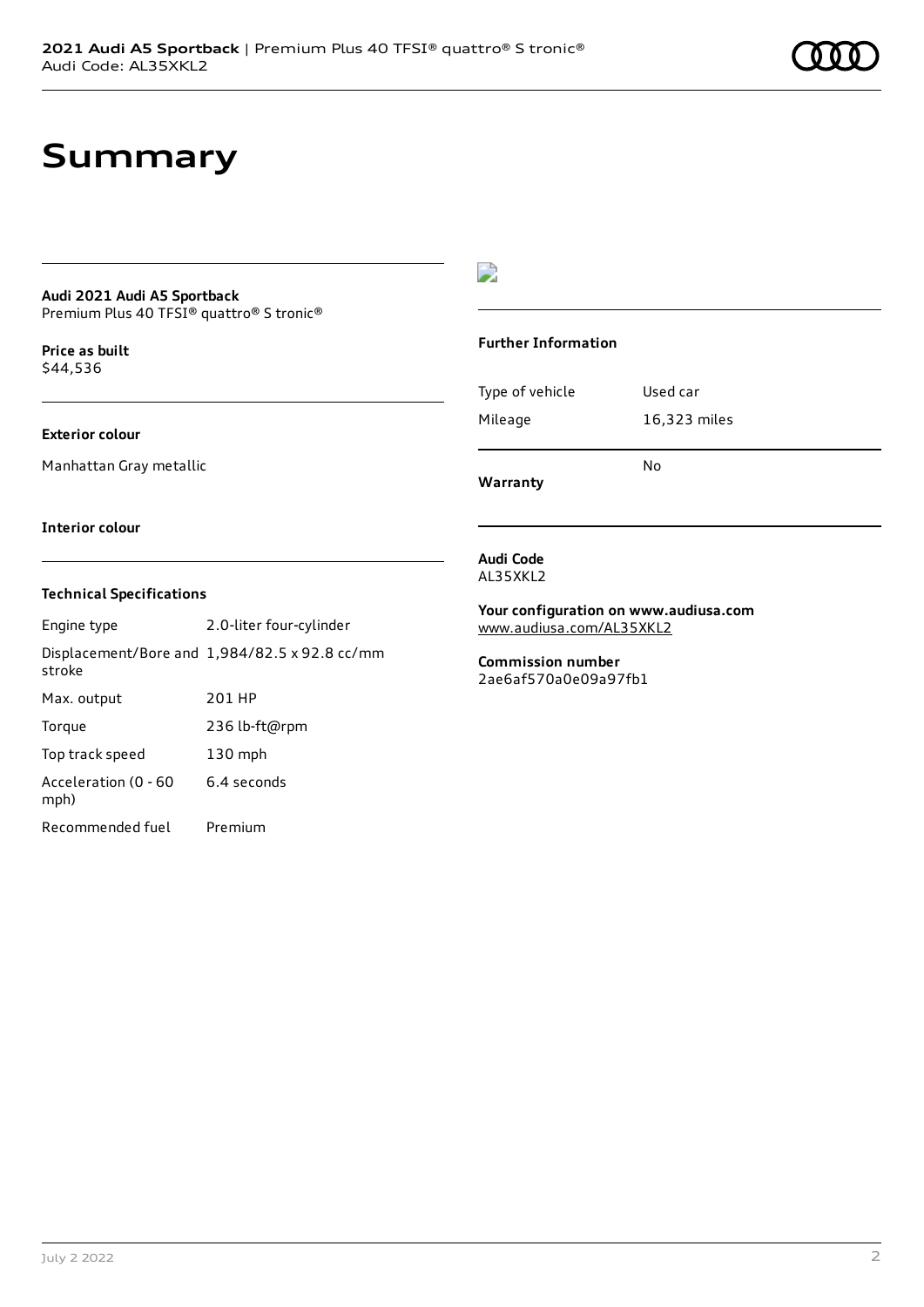# Summary

**Audi 2021 Audi A5 Sportback**
Premium Plus 40 TFSI® quattro® S tronic®

**Price as built**
$44,536

**Exterior colour**

Manhattan Gray metallic

**Interior colour**

**Technical Specifications**

| | |
|---|---|
| Engine type | 2.0-liter four-cylinder |
| Displacement/Bore and stroke | 1,984/82.5 x 92.8 cc/mm |
| Max. output | 201 HP |
| Torque | 236 lb-ft@rpm |
| Top track speed | 130 mph |
| Acceleration (0 - 60 mph) | 6.4 seconds |
| Recommended fuel | Premium |

**Further Information**

| | |
|---|---|
| Type of vehicle | Used car |
| Mileage | 16,323 miles |
| **Warranty** | No |

**Audi Code**
AL35XKL2

**Your configuration on www.audiusa.com**
www.audiusa.com/AL35XKL2

**Commission number**
2ae6af570a0e09a97fb1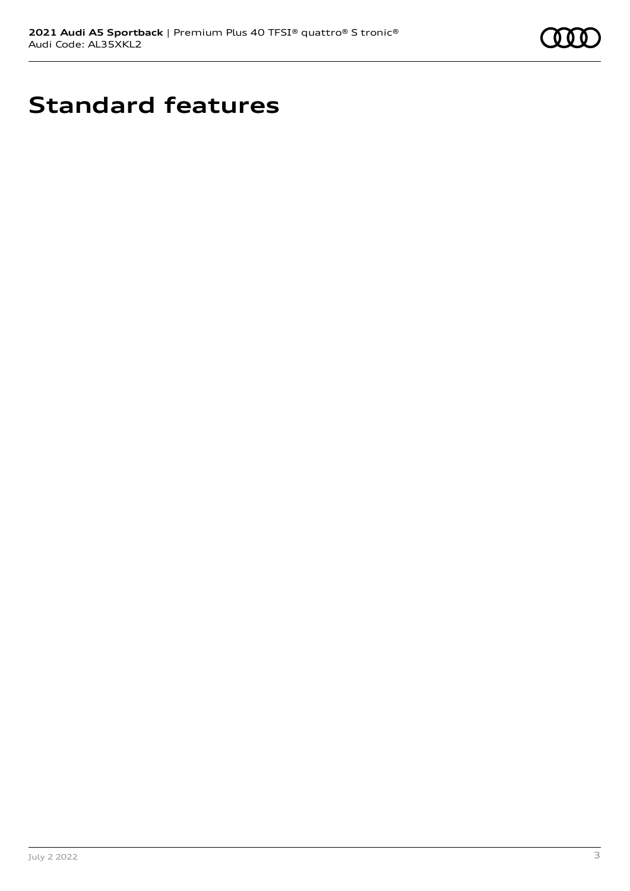# Standard features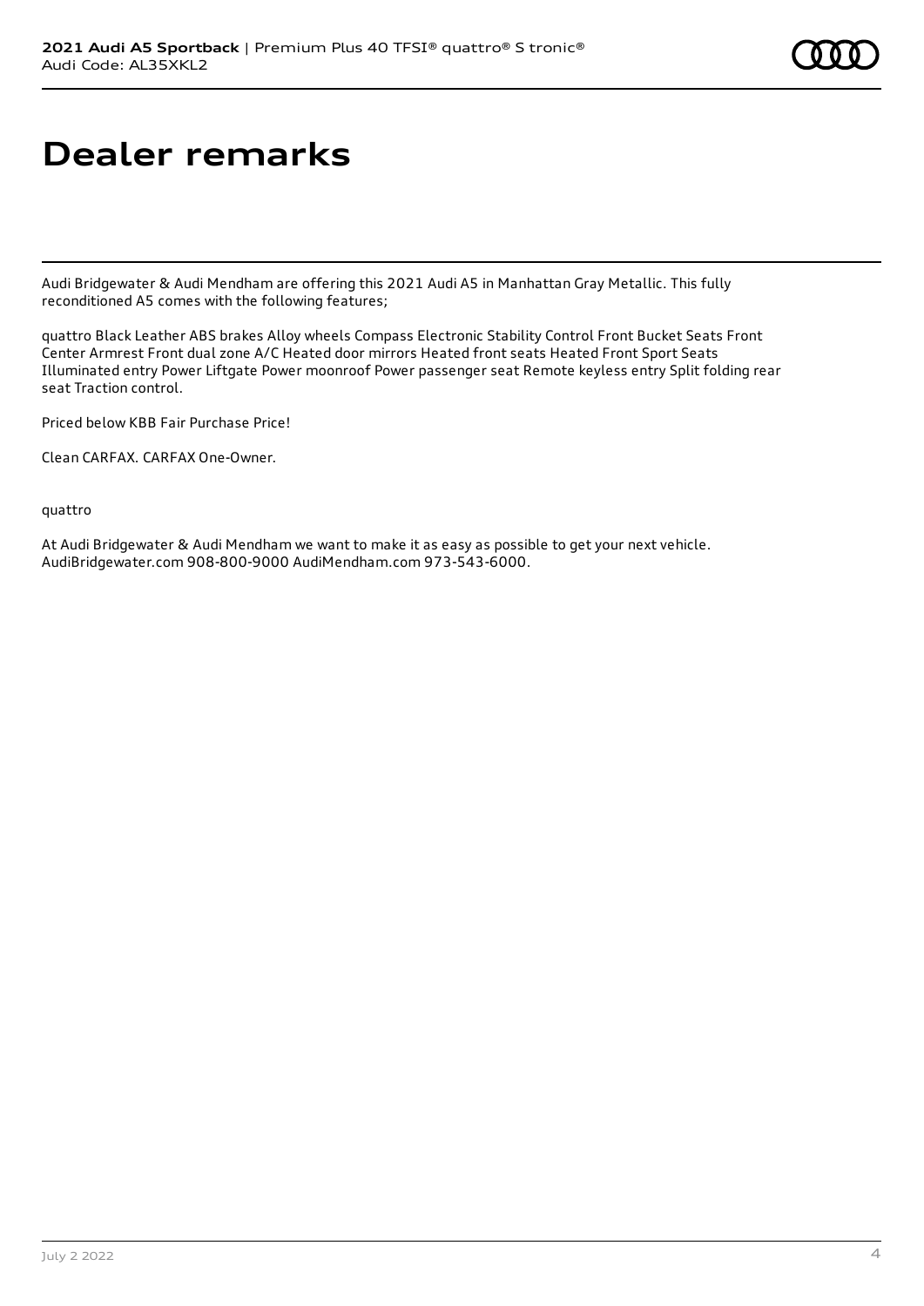# Dealer remarks

Audi Bridgewater & Audi Mendham are offering this 2021 Audi A5 in Manhattan Gray Metallic. This fully reconditioned A5 comes with the following features;

quattro Black Leather ABS brakes Alloy wheels Compass Electronic Stability Control Front Bucket Seats Front Center Armrest Front dual zone A/C Heated door mirrors Heated front seats Heated Front Sport Seats Illuminated entry Power Liftgate Power moonroof Power passenger seat Remote keyless entry Split folding rear seat Traction control.

Priced below KBB Fair Purchase Price!

Clean CARFAX. CARFAX One-Owner.

quattro

At Audi Bridgewater & Audi Mendham we want to make it as easy as possible to get your next vehicle. AudiBridgewater.com 908-800-9000 AudiMendham.com 973-543-6000.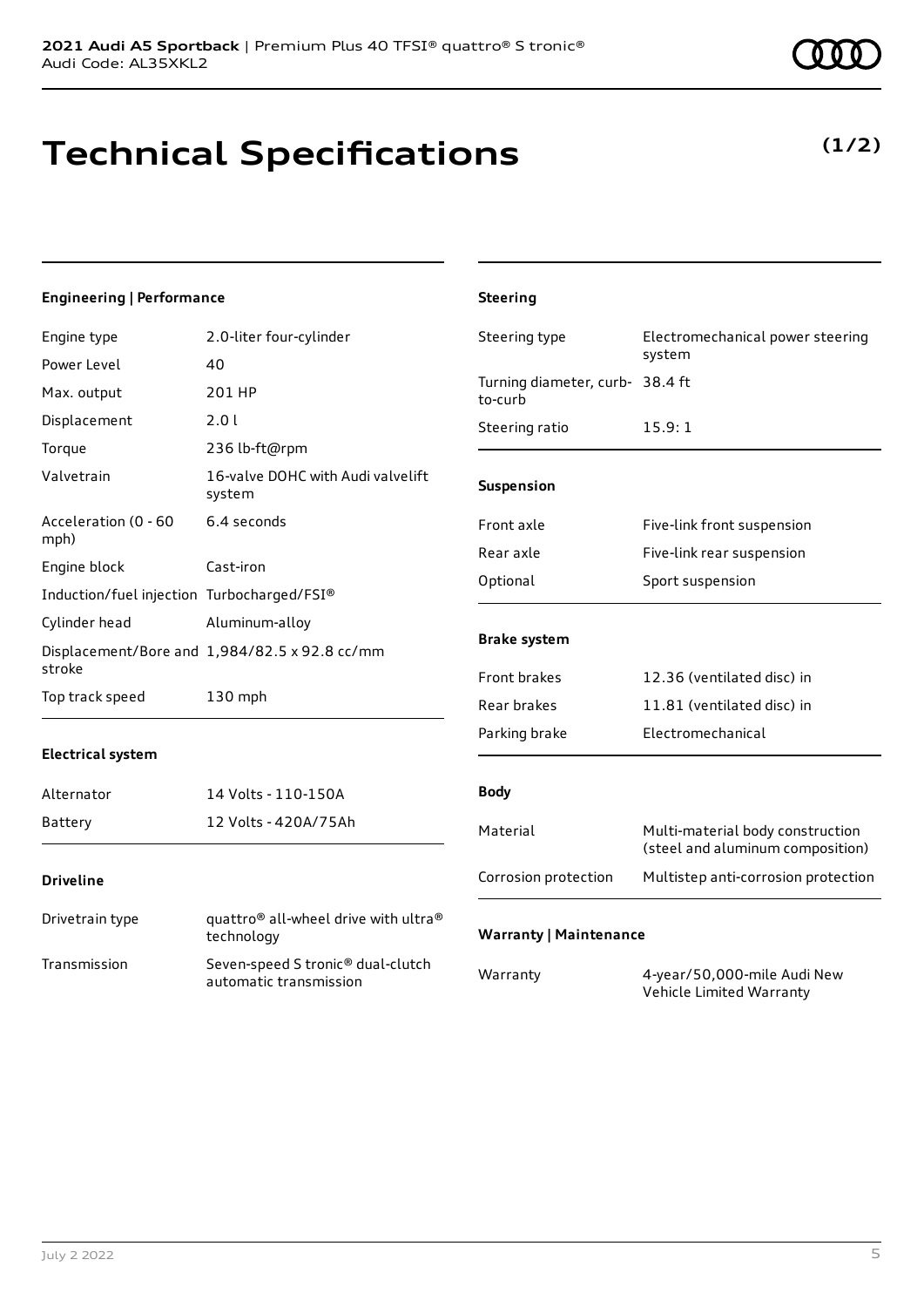# Technical Specifications

**(1/2)**

#### Engineering | Performance

| | |
|---|---|
| Engine type | 2.0-liter four-cylinder |
| Power Level | 40 |
| Max. output | 201 HP |
| Displacement | 2.0 l |
| Torque | 236 lb-ft@rpm |
| Valvetrain | 16-valve DOHC with Audi valvelift system |
| Acceleration (0 - 60 mph) | 6.4 seconds |
| Engine block | Cast-iron |
| Induction/fuel injection | Turbocharged/FSI® |
| Cylinder head | Aluminum-alloy |
| Displacement/Bore and stroke | 1,984/82.5 x 92.8 cc/mm |
| Top track speed | 130 mph |

#### Electrical system

| | |
|---|---|
| Alternator | 14 Volts - 110-150A |
| Battery | 12 Volts - 420A/75Ah |

#### Driveline

| | |
|---|---|
| Drivetrain type | quattro® all-wheel drive with ultra® technology |
| Transmission | Seven-speed S tronic® dual-clutch automatic transmission |

#### Steering

| | |
|---|---|
| Steering type | Electromechanical power steering system |
| Turning diameter, curb-to-curb | 38.4 ft |
| Steering ratio | 15.9: 1 |

#### Suspension

| | |
|---|---|
| Front axle | Five-link front suspension |
| Rear axle | Five-link rear suspension |
| Optional | Sport suspension |

#### Brake system

| | |
|---|---|
| Front brakes | 12.36 (ventilated disc) in |
| Rear brakes | 11.81 (ventilated disc) in |
| Parking brake | Electromechanical |

#### Body

| | |
|---|---|
| Material | Multi-material body construction (steel and aluminum composition) |
| Corrosion protection | Multistep anti-corrosion protection |

#### Warranty | Maintenance

| | |
|---|---|
| Warranty | 4-year/50,000-mile Audi New Vehicle Limited Warranty |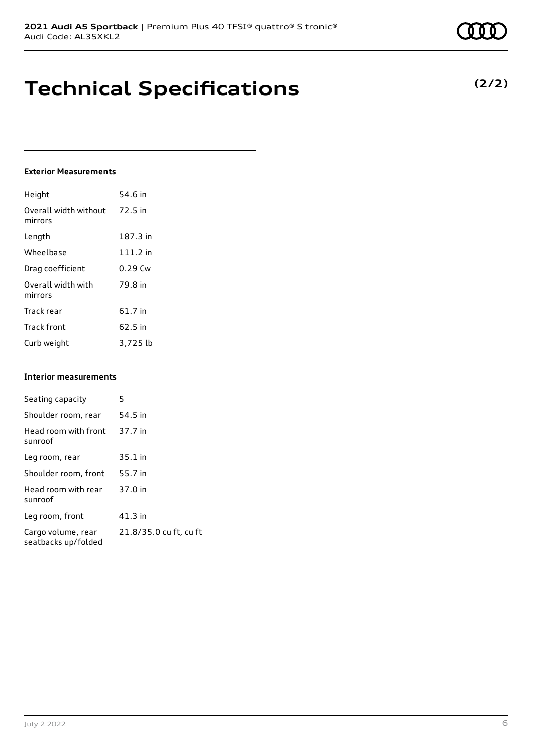# Technical Specifications

**(2/2)**

### Exterior Measurements

| | |
|---|---|
| Height | 54.6 in |
| Overall width without mirrors | 72.5 in |
| Length | 187.3 in |
| Wheelbase | 111.2 in |
| Drag coefficient | 0.29 Cw |
| Overall width with mirrors | 79.8 in |
| Track rear | 61.7 in |
| Track front | 62.5 in |
| Curb weight | 3,725 lb |

### Interior measurements

| | |
|---|---|
| Seating capacity | 5 |
| Shoulder room, rear | 54.5 in |
| Head room with front sunroof | 37.7 in |
| Leg room, rear | 35.1 in |
| Shoulder room, front | 55.7 in |
| Head room with rear sunroof | 37.0 in |
| Leg room, front | 41.3 in |
| Cargo volume, rear seatbacks up/folded | 21.8/35.0 cu ft, cu ft |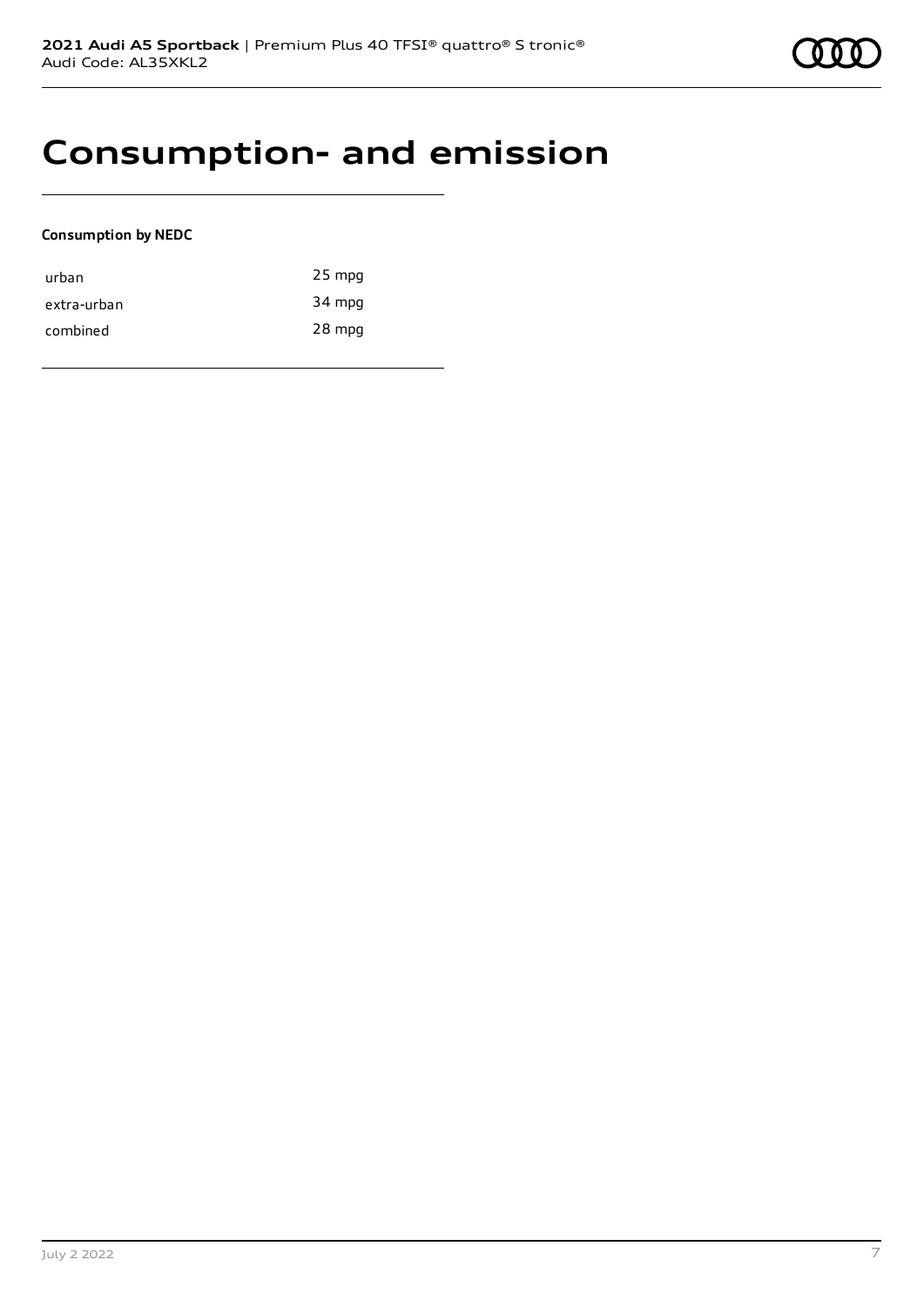# Consumption- and emission

**Consumption by NEDC**

| | |
|---|---|
| urban | 25 mpg |
| extra-urban | 34 mpg |
| combined | 28 mpg |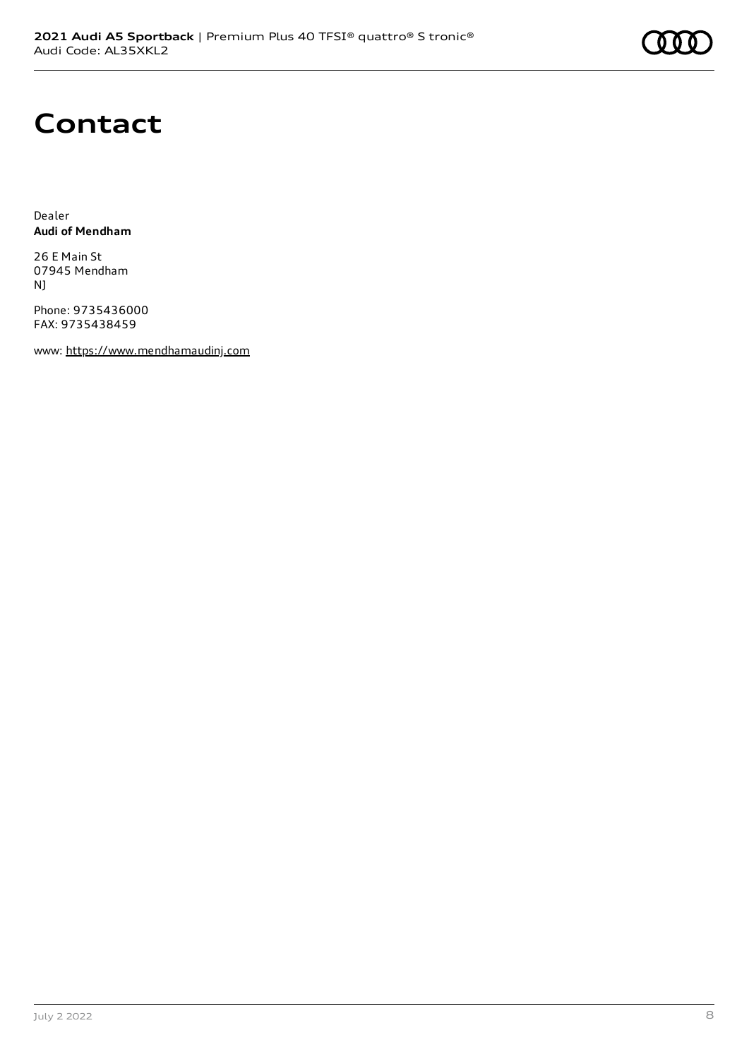# Contact

Dealer
**Audi of Mendham**

26 E Main St
07945 Mendham
NJ

Phone: 9735436000
FAX: 9735438459

www: https://www.mendhamaudinj.com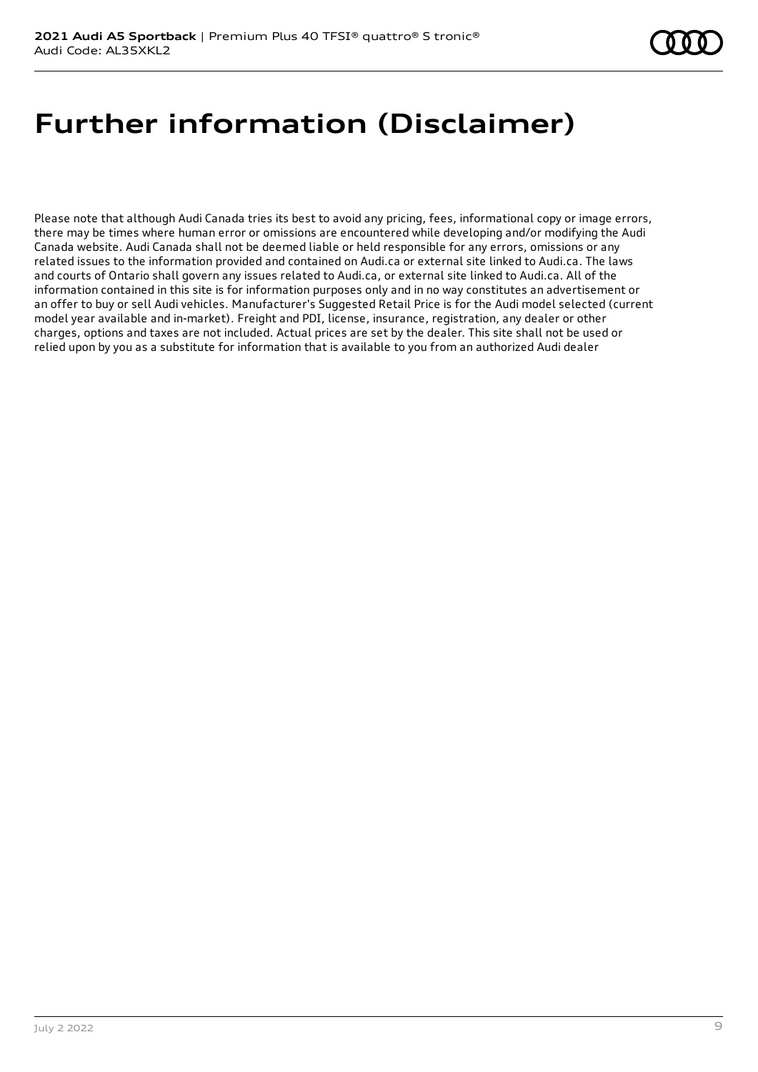# Further information (Disclaimer)

Please note that although Audi Canada tries its best to avoid any pricing, fees, informational copy or image errors, there may be times where human error or omissions are encountered while developing and/or modifying the Audi Canada website. Audi Canada shall not be deemed liable or held responsible for any errors, omissions or any related issues to the information provided and contained on Audi.ca or external site linked to Audi.ca. The laws and courts of Ontario shall govern any issues related to Audi.ca, or external site linked to Audi.ca. All of the information contained in this site is for information purposes only and in no way constitutes an advertisement or an offer to buy or sell Audi vehicles. Manufacturer's Suggested Retail Price is for the Audi model selected (current model year available and in-market). Freight and PDI, license, insurance, registration, any dealer or other charges, options and taxes are not included. Actual prices are set by the dealer. This site shall not be used or relied upon by you as a substitute for information that is available to you from an authorized Audi dealer